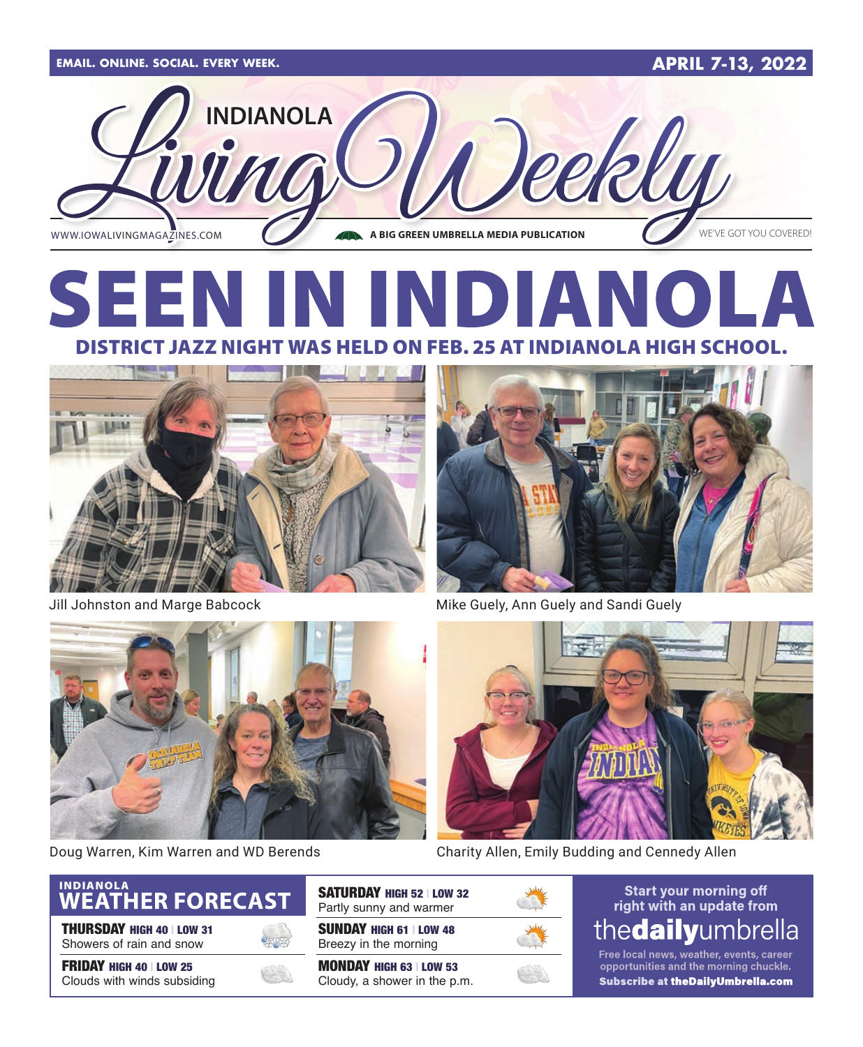EMAIL. ONLINE. SOCIAL. EVERY WEEK.

APRIL 7-13, 2022

# INDIANOLA Living Weekly

WWW.IOWALIVINGMAGAZINES.COM — A BIG GREEN UMBRELLA MEDIA PUBLICATION — WE'VE GOT YOU COVERED!

# SEEN IN INDIANOLA

## DISTRICT JAZZ NIGHT WAS HELD ON FEB. 25 AT INDIANOLA HIGH SCHOOL.

Jill Johnston and Marge Babcock

Mike Guely, Ann Guely and Sandi Guely

Doug Warren, Kim Warren and WD Berends

Charity Allen, Emily Budding and Cennedy Allen

## INDIANOLA WEATHER FORECAST

**THURSDAY** HIGH 40 | LOW 31
Showers of rain and snow

**FRIDAY** HIGH 40 | LOW 25
Clouds with winds subsiding

**SATURDAY** HIGH 52 | LOW 32
Partly sunny and warmer

**SUNDAY** HIGH 61 | LOW 48
Breezy in the morning

**MONDAY** HIGH 63 | LOW 53
Cloudy, a shower in the p.m.

Start your morning off right with an update from **thedailyumbrella**

Free local news, weather, events, career opportunities and the morning chuckle.

**Subscribe at theDailyUmbrella.com**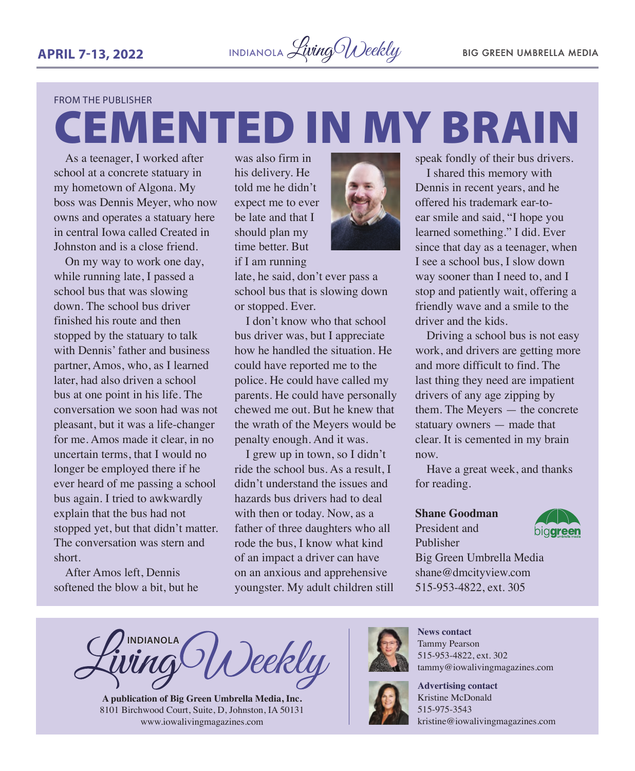FROM THE PUBLISHER

# CEMENTED IN MY BRAIN

As a teenager, I worked after school at a concrete statuary in my hometown of Algona. My boss was Dennis Meyer, who now owns and operates a statuary here in central Iowa called Created in Johnston and is a close friend.

On my way to work one day, while running late, I passed a school bus that was slowing down. The school bus driver finished his route and then stopped by the statuary to talk with Dennis' father and business partner, Amos, who, as I learned later, had also driven a school bus at one point in his life. The conversation we soon had was not pleasant, but it was a life-changer for me. Amos made it clear, in no uncertain terms, that I would no longer be employed there if he ever heard of me passing a school bus again. I tried to awkwardly explain that the bus had not stopped yet, but that didn't matter. The conversation was stern and short.

After Amos left, Dennis softened the blow a bit, but he was also firm in his delivery. He told me he didn't expect me to ever be late and that I should plan my time better. But if I am running late, he said, don't ever pass a school bus that is slowing down or stopped. Ever.

I don't know who that school bus driver was, but I appreciate how he handled the situation. He could have reported me to the police. He could have called my parents. He could have personally chewed me out. But he knew that the wrath of the Meyers would be penalty enough. And it was.

I grew up in town, so I didn't ride the school bus. As a result, I didn't understand the issues and hazards bus drivers had to deal with then or today. Now, as a father of three daughters who all rode the bus, I know what kind of an impact a driver can have on an anxious and apprehensive youngster. My adult children still speak fondly of their bus drivers.

I shared this memory with Dennis in recent years, and he offered his trademark ear-to-ear smile and said, "I hope you learned something." I did. Ever since that day as a teenager, when I see a school bus, I slow down way sooner than I need to, and I stop and patiently wait, offering a friendly wave and a smile to the driver and the kids.

Driving a school bus is not easy work, and drivers are getting more and more difficult to find. The last thing they need are impatient drivers of any age zipping by them. The Meyers — the concrete statuary owners — made that clear. It is cemented in my brain now.

Have a great week, and thanks for reading.

**Shane Goodman**
President and Publisher
Big Green Umbrella Media
shane@dmcityview.com
515-953-4822, ext. 305

INDIANOLA Living Weekly

**A publication of Big Green Umbrella Media, Inc.**
8101 Birchwood Court, Suite, D, Johnston, IA 50131
www.iowalivingmagazines.com

**News contact**
Tammy Pearson
515-953-4822, ext. 302
tammy@iowalivingmagazines.com

**Advertising contact**
Kristine McDonald
515-975-3543
kristine@iowalivingmagazines.com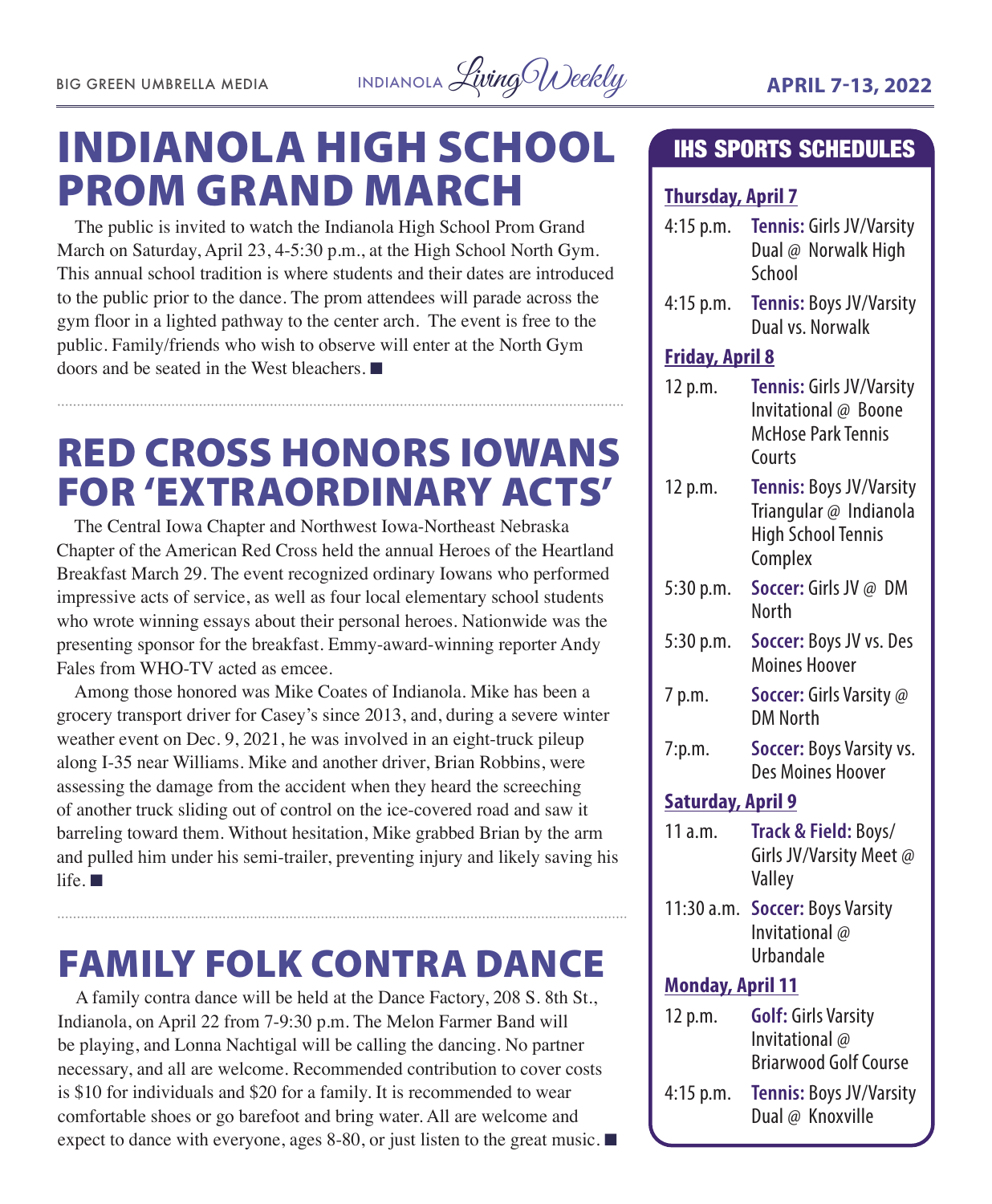# INDIANOLA HIGH SCHOOL PROM GRAND MARCH

The public is invited to watch the Indianola High School Prom Grand March on Saturday, April 23, 4-5:30 p.m., at the High School North Gym. This annual school tradition is where students and their dates are introduced to the public prior to the dance. The prom attendees will parade across the gym floor in a lighted pathway to the center arch. The event is free to the public. Family/friends who wish to observe will enter at the North Gym doors and be seated in the West bleachers. ■

# RED CROSS HONORS IOWANS FOR 'EXTRAORDINARY ACTS'

The Central Iowa Chapter and Northwest Iowa-Northeast Nebraska Chapter of the American Red Cross held the annual Heroes of the Heartland Breakfast March 29. The event recognized ordinary Iowans who performed impressive acts of service, as well as four local elementary school students who wrote winning essays about their personal heroes. Nationwide was the presenting sponsor for the breakfast. Emmy-award-winning reporter Andy Fales from WHO-TV acted as emcee.

Among those honored was Mike Coates of Indianola. Mike has been a grocery transport driver for Casey's since 2013, and, during a severe winter weather event on Dec. 9, 2021, he was involved in an eight-truck pileup along I-35 near Williams. Mike and another driver, Brian Robbins, were assessing the damage from the accident when they heard the screeching of another truck sliding out of control on the ice-covered road and saw it barreling toward them. Without hesitation, Mike grabbed Brian by the arm and pulled him under his semi-trailer, preventing injury and likely saving his life. ■

# FAMILY FOLK CONTRA DANCE

A family contra dance will be held at the Dance Factory, 208 S. 8th St., Indianola, on April 22 from 7-9:30 p.m. The Melon Farmer Band will be playing, and Lonna Nachtigal will be calling the dancing. No partner necessary, and all are welcome. Recommended contribution to cover costs is $10 for individuals and $20 for a family. It is recommended to wear comfortable shoes or go barefoot and bring water. All are welcome and expect to dance with everyone, ages 8-80, or just listen to the great music. ■

## IHS SPORTS SCHEDULES

**Thursday, April 7**

- 4:15 p.m. **Tennis:** Girls JV/Varsity Dual @ Norwalk High School
- 4:15 p.m. **Tennis:** Boys JV/Varsity Dual vs. Norwalk

**Friday, April 8**

- 12 p.m. **Tennis:** Girls JV/Varsity Invitational @ Boone McHose Park Tennis Courts
- 12 p.m. **Tennis:** Boys JV/Varsity Triangular @ Indianola High School Tennis Complex
- 5:30 p.m. **Soccer:** Girls JV @ DM North
- 5:30 p.m. **Soccer:** Boys JV vs. Des Moines Hoover
- 7 p.m. **Soccer:** Girls Varsity @ DM North
- 7:p.m. **Soccer:** Boys Varsity vs. Des Moines Hoover

**Saturday, April 9**

- 11 a.m. **Track & Field:** Boys/Girls JV/Varsity Meet @ Valley
- 11:30 a.m. **Soccer:** Boys Varsity Invitational @ Urbandale

**Monday, April 11**

- 12 p.m. **Golf:** Girls Varsity Invitational @ Briarwood Golf Course
- 4:15 p.m. **Tennis:** Boys JV/Varsity Dual @ Knoxville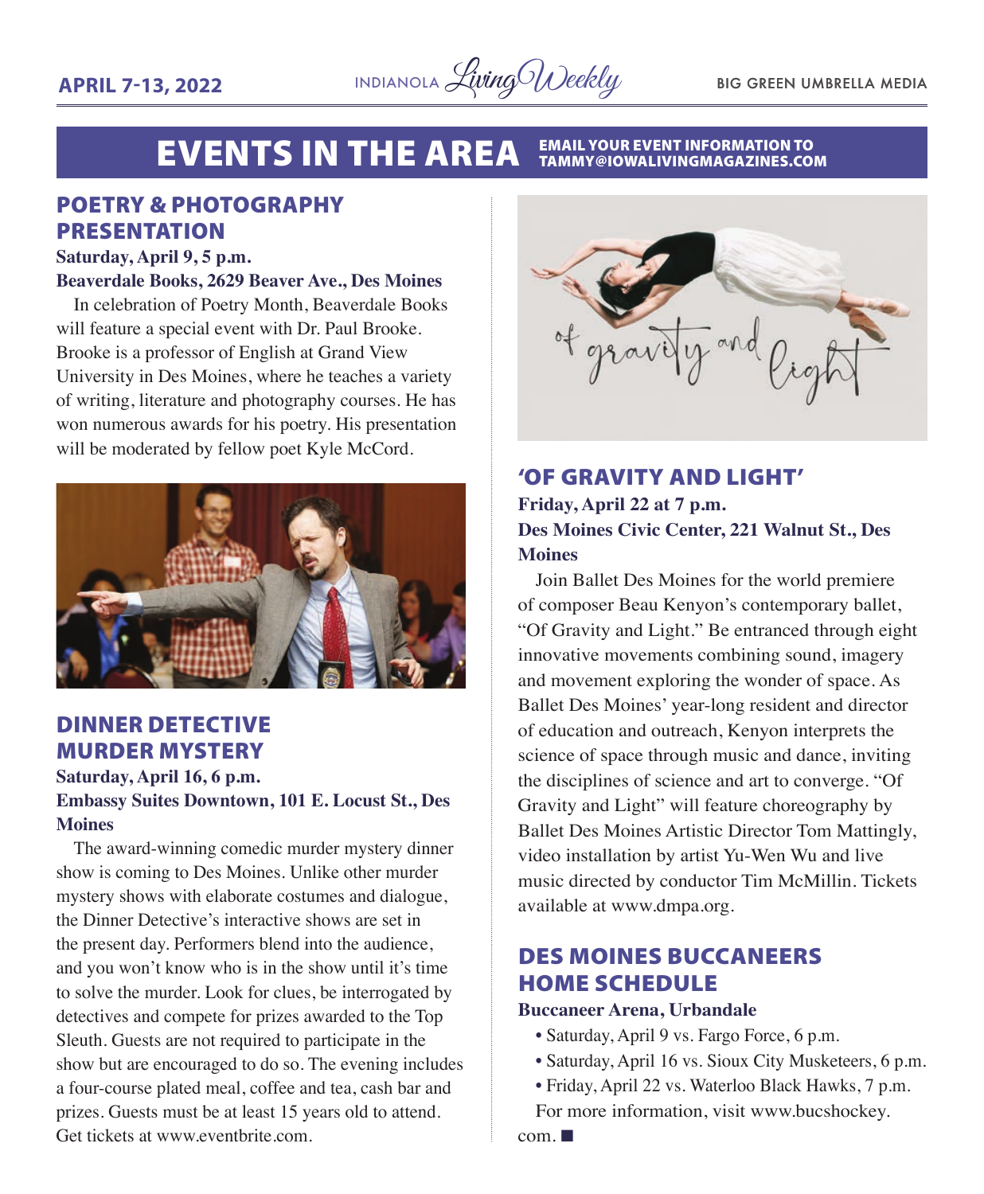# EVENTS IN THE AREA

EMAIL YOUR EVENT INFORMATION TO TAMMY@IOWALIVINGMAGAZINES.COM

## POETRY & PHOTOGRAPHY PRESENTATION

**Saturday, April 9, 5 p.m.**
**Beaverdale Books, 2629 Beaver Ave., Des Moines**

In celebration of Poetry Month, Beaverdale Books will feature a special event with Dr. Paul Brooke. Brooke is a professor of English at Grand View University in Des Moines, where he teaches a variety of writing, literature and photography courses. He has won numerous awards for his poetry. His presentation will be moderated by fellow poet Kyle McCord.

## DINNER DETECTIVE MURDER MYSTERY

**Saturday, April 16, 6 p.m.**
**Embassy Suites Downtown, 101 E. Locust St., Des Moines**

The award-winning comedic murder mystery dinner show is coming to Des Moines. Unlike other murder mystery shows with elaborate costumes and dialogue, the Dinner Detective's interactive shows are set in the present day. Performers blend into the audience, and you won't know who is in the show until it's time to solve the murder. Look for clues, be interrogated by detectives and compete for prizes awarded to the Top Sleuth. Guests are not required to participate in the show but are encouraged to do so. The evening includes a four-course plated meal, coffee and tea, cash bar and prizes. Guests must be at least 15 years old to attend. Get tickets at www.eventbrite.com.

## 'OF GRAVITY AND LIGHT'

**Friday, April 22 at 7 p.m.**
**Des Moines Civic Center, 221 Walnut St., Des Moines**

Join Ballet Des Moines for the world premiere of composer Beau Kenyon's contemporary ballet, "Of Gravity and Light." Be entranced through eight innovative movements combining sound, imagery and movement exploring the wonder of space. As Ballet Des Moines' year-long resident and director of education and outreach, Kenyon interprets the science of space through music and dance, inviting the disciplines of science and art to converge. "Of Gravity and Light" will feature choreography by Ballet Des Moines Artistic Director Tom Mattingly, video installation by artist Yu-Wen Wu and live music directed by conductor Tim McMillin. Tickets available at www.dmpa.org.

## DES MOINES BUCCANEERS HOME SCHEDULE

**Buccaneer Arena, Urbandale**

- Saturday, April 9 vs. Fargo Force, 6 p.m.
- Saturday, April 16 vs. Sioux City Musketeers, 6 p.m.
- Friday, April 22 vs. Waterloo Black Hawks, 7 p.m.

For more information, visit www.bucshockey.com. ■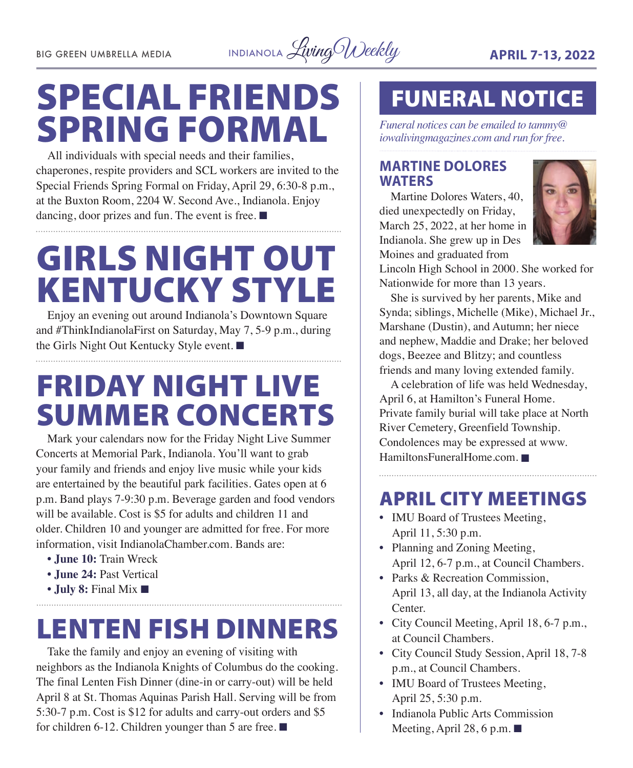# SPECIAL FRIENDS SPRING FORMAL

All individuals with special needs and their families, chaperones, respite providers and SCL workers are invited to the Special Friends Spring Formal on Friday, April 29, 6:30-8 p.m., at the Buxton Room, 2204 W. Second Ave., Indianola. Enjoy dancing, door prizes and fun. The event is free. ■

# GIRLS NIGHT OUT KENTUCKY STYLE

Enjoy an evening out around Indianola's Downtown Square and #ThinkIndianolaFirst on Saturday, May 7, 5-9 p.m., during the Girls Night Out Kentucky Style event. ■

# FRIDAY NIGHT LIVE SUMMER CONCERTS

Mark your calendars now for the Friday Night Live Summer Concerts at Memorial Park, Indianola. You'll want to grab your family and friends and enjoy live music while your kids are entertained by the beautiful park facilities. Gates open at 6 p.m. Band plays 7-9:30 p.m. Beverage garden and food vendors will be available. Cost is $5 for adults and children 11 and older. Children 10 and younger are admitted for free. For more information, visit IndianolaChamber.com. Bands are:

- **June 10:** Train Wreck
- **June 24:** Past Vertical
- **July 8:** Final Mix ■

# LENTEN FISH DINNERS

Take the family and enjoy an evening of visiting with neighbors as the Indianola Knights of Columbus do the cooking. The final Lenten Fish Dinner (dine-in or carry-out) will be held April 8 at St. Thomas Aquinas Parish Hall. Serving will be from 5:30-7 p.m. Cost is $12 for adults and carry-out orders and $5 for children 6-12. Children younger than 5 are free. ■

# FUNERAL NOTICE

*Funeral notices can be emailed to tammy@iowalivingmagazines.com and run for free.*

## MARTINE DOLORES WATERS

Martine Dolores Waters, 40, died unexpectedly on Friday, March 25, 2022, at her home in Indianola. She grew up in Des Moines and graduated from Lincoln High School in 2000. She worked for Nationwide for more than 13 years.

She is survived by her parents, Mike and Synda; siblings, Michelle (Mike), Michael Jr., Marshane (Dustin), and Autumn; her niece and nephew, Maddie and Drake; her beloved dogs, Beezee and Blitzy; and countless friends and many loving extended family.

A celebration of life was held Wednesday, April 6, at Hamilton's Funeral Home. Private family burial will take place at North River Cemetery, Greenfield Township. Condolences may be expressed at www.HamiltonsFuneralHome.com. ■

# APRIL CITY MEETINGS

- IMU Board of Trustees Meeting, April 11, 5:30 p.m.
- Planning and Zoning Meeting, April 12, 6-7 p.m., at Council Chambers.
- Parks & Recreation Commission, April 13, all day, at the Indianola Activity Center.
- City Council Meeting, April 18, 6-7 p.m., at Council Chambers.
- City Council Study Session, April 18, 7-8 p.m., at Council Chambers.
- IMU Board of Trustees Meeting, April 25, 5:30 p.m.
- Indianola Public Arts Commission Meeting, April 28, 6 p.m. ■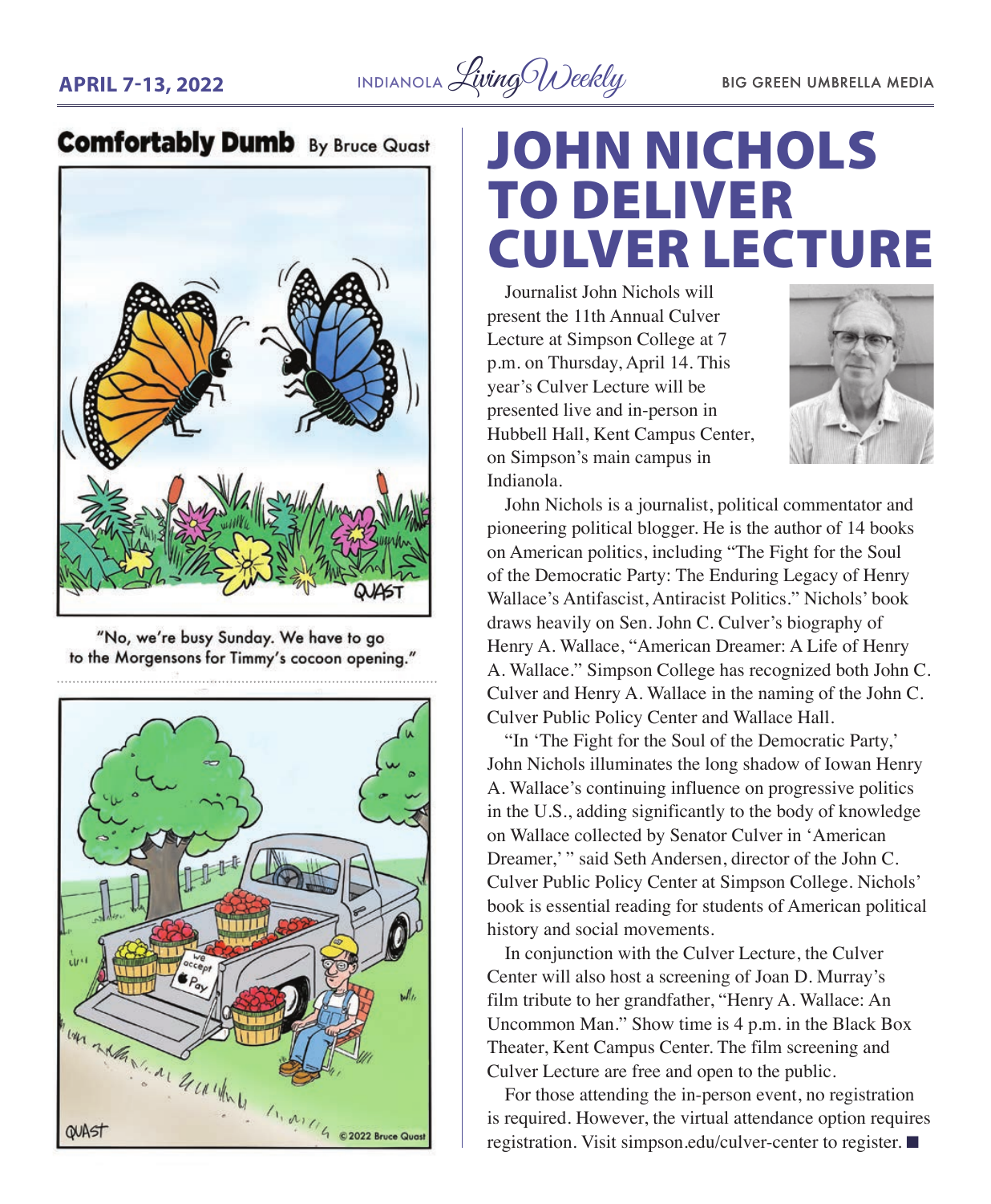## Comfortably Dumb By Bruce Quast

"No, we're busy Sunday. We have to go to the Morgensons for Timmy's cocoon opening."

# JOHN NICHOLS TO DELIVER CULVER LECTURE

Journalist John Nichols will present the 11th Annual Culver Lecture at Simpson College at 7 p.m. on Thursday, April 14. This year's Culver Lecture will be presented live and in-person in Hubbell Hall, Kent Campus Center, on Simpson's main campus in Indianola.

John Nichols is a journalist, political commentator and pioneering political blogger. He is the author of 14 books on American politics, including "The Fight for the Soul of the Democratic Party: The Enduring Legacy of Henry Wallace's Antifascist, Antiracist Politics." Nichols' book draws heavily on Sen. John C. Culver's biography of Henry A. Wallace, "American Dreamer: A Life of Henry A. Wallace." Simpson College has recognized both John C. Culver and Henry A. Wallace in the naming of the John C. Culver Public Policy Center and Wallace Hall.

"In 'The Fight for the Soul of the Democratic Party,' John Nichols illuminates the long shadow of Iowan Henry A. Wallace's continuing influence on progressive politics in the U.S., adding significantly to the body of knowledge on Wallace collected by Senator Culver in 'American Dreamer,'" said Seth Andersen, director of the John C. Culver Public Policy Center at Simpson College. Nichols' book is essential reading for students of American political history and social movements.

In conjunction with the Culver Lecture, the Culver Center will also host a screening of Joan D. Murray's film tribute to her grandfather, "Henry A. Wallace: An Uncommon Man." Show time is 4 p.m. in the Black Box Theater, Kent Campus Center. The film screening and Culver Lecture are free and open to the public.

For those attending the in-person event, no registration is required. However, the virtual attendance option requires registration. Visit simpson.edu/culver-center to register. ■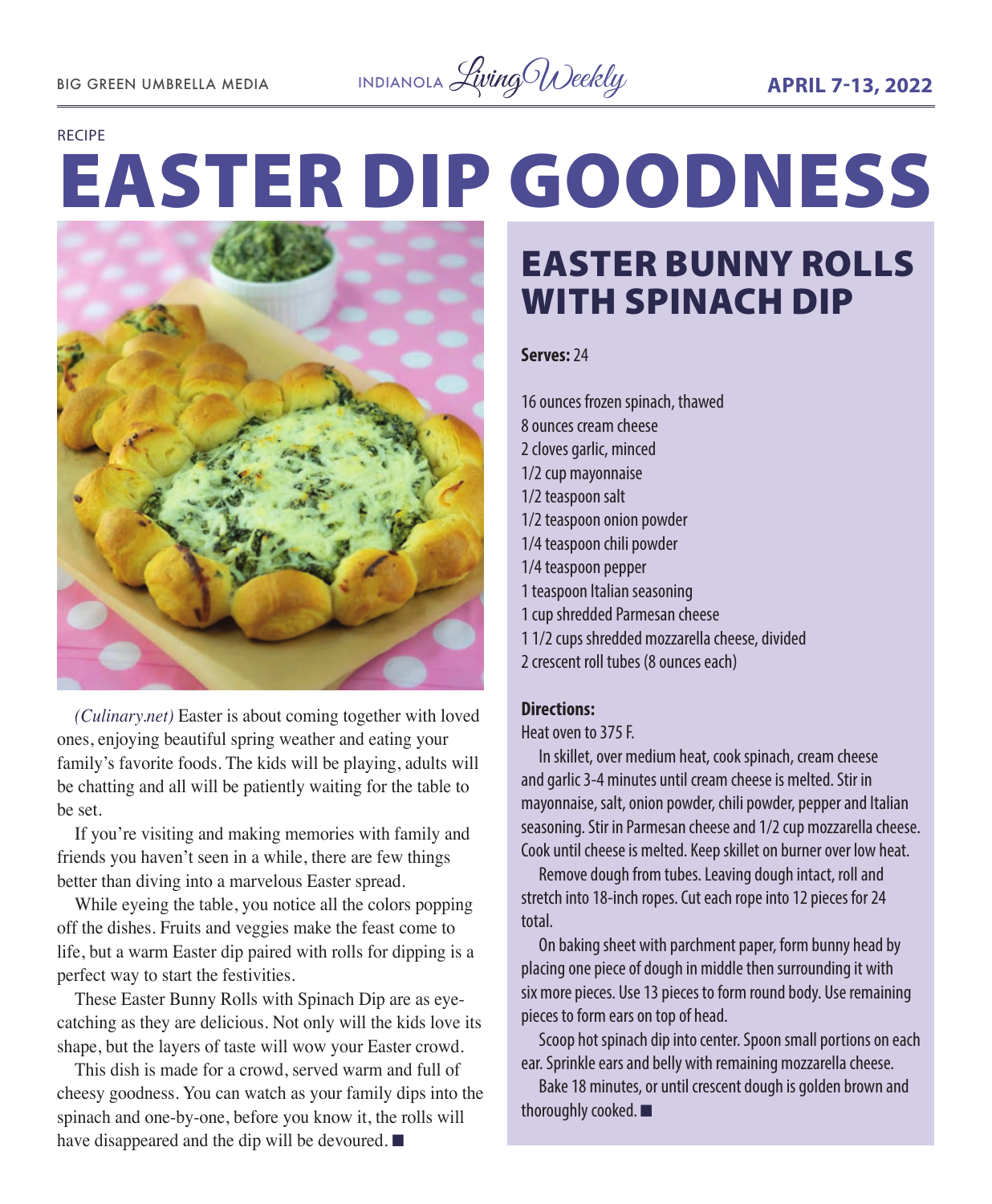RECIPE

# EASTER DIP GOODNESS

*(Culinary.net)* Easter is about coming together with loved ones, enjoying beautiful spring weather and eating your family's favorite foods. The kids will be playing, adults will be chatting and all will be patiently waiting for the table to be set.

If you're visiting and making memories with family and friends you haven't seen in a while, there are few things better than diving into a marvelous Easter spread.

While eyeing the table, you notice all the colors popping off the dishes. Fruits and veggies make the feast come to life, but a warm Easter dip paired with rolls for dipping is a perfect way to start the festivities.

These Easter Bunny Rolls with Spinach Dip are as eye-catching as they are delicious. Not only will the kids love its shape, but the layers of taste will wow your Easter crowd.

This dish is made for a crowd, served warm and full of cheesy goodness. You can watch as your family dips into the spinach and one-by-one, before you know it, the rolls will have disappeared and the dip will be devoured. ■

## EASTER BUNNY ROLLS WITH SPINACH DIP

**Serves:** 24

16 ounces frozen spinach, thawed
8 ounces cream cheese
2 cloves garlic, minced
1/2 cup mayonnaise
1/2 teaspoon salt
1/2 teaspoon onion powder
1/4 teaspoon chili powder
1/4 teaspoon pepper
1 teaspoon Italian seasoning
1 cup shredded Parmesan cheese
1 1/2 cups shredded mozzarella cheese, divided
2 crescent roll tubes (8 ounces each)

**Directions:**

Heat oven to 375 F.

In skillet, over medium heat, cook spinach, cream cheese and garlic 3-4 minutes until cream cheese is melted. Stir in mayonnaise, salt, onion powder, chili powder, pepper and Italian seasoning. Stir in Parmesan cheese and 1/2 cup mozzarella cheese. Cook until cheese is melted. Keep skillet on burner over low heat.

Remove dough from tubes. Leaving dough intact, roll and stretch into 18-inch ropes. Cut each rope into 12 pieces for 24 total.

On baking sheet with parchment paper, form bunny head by placing one piece of dough in middle then surrounding it with six more pieces. Use 13 pieces to form round body. Use remaining pieces to form ears on top of head.

Scoop hot spinach dip into center. Spoon small portions on each ear. Sprinkle ears and belly with remaining mozzarella cheese.

Bake 18 minutes, or until crescent dough is golden brown and thoroughly cooked. ■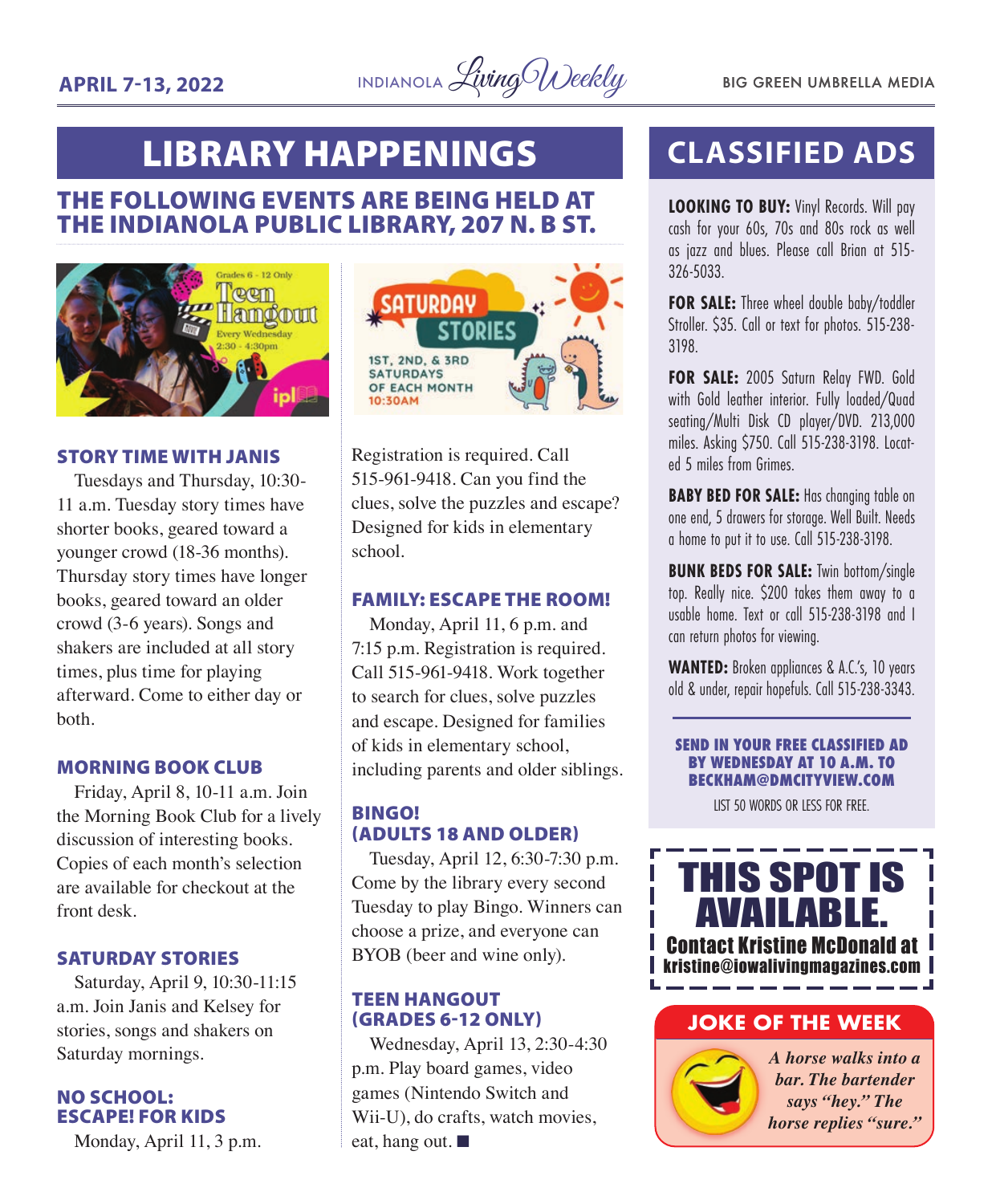# LIBRARY HAPPENINGS

## THE FOLLOWING EVENTS ARE BEING HELD AT THE INDIANOLA PUBLIC LIBRARY, 207 N. B ST.

Grades 6 - 12 Only
Teen Hangout
Every Wednesday
2:30 - 4:30pm

SATURDAY STORIES
1ST, 2ND, & 3RD SATURDAYS OF EACH MONTH
10:30AM

### STORY TIME WITH JANIS

Tuesdays and Thursday, 10:30-11 a.m. Tuesday story times have shorter books, geared toward a younger crowd (18-36 months). Thursday story times have longer books, geared toward an older crowd (3-6 years). Songs and shakers are included at all story times, plus time for playing afterward. Come to either day or both.

### MORNING BOOK CLUB

Friday, April 8, 10-11 a.m. Join the Morning Book Club for a lively discussion of interesting books. Copies of each month's selection are available for checkout at the front desk.

### SATURDAY STORIES

Saturday, April 9, 10:30-11:15 a.m. Join Janis and Kelsey for stories, songs and shakers on Saturday mornings.

### NO SCHOOL: ESCAPE! FOR KIDS

Monday, April 11, 3 p.m. Registration is required. Call 515-961-9418. Can you find the clues, solve the puzzles and escape? Designed for kids in elementary school.

### FAMILY: ESCAPE THE ROOM!

Monday, April 11, 6 p.m. and 7:15 p.m. Registration is required. Call 515-961-9418. Work together to search for clues, solve puzzles and escape. Designed for families of kids in elementary school, including parents and older siblings.

### BINGO! (ADULTS 18 AND OLDER)

Tuesday, April 12, 6:30-7:30 p.m. Come by the library every second Tuesday to play Bingo. Winners can choose a prize, and everyone can BYOB (beer and wine only).

### TEEN HANGOUT (GRADES 6-12 ONLY)

Wednesday, April 13, 2:30-4:30 p.m. Play board games, video games (Nintendo Switch and Wii-U), do crafts, watch movies, eat, hang out. ■

# CLASSIFIED ADS

**LOOKING TO BUY:** Vinyl Records. Will pay cash for your 60s, 70s and 80s rock as well as jazz and blues. Please call Brian at 515-326-5033.

**FOR SALE:** Three wheel double baby/toddler Stroller. $35. Call or text for photos. 515-238-3198.

**FOR SALE:** 2005 Saturn Relay FWD. Gold with Gold leather interior. Fully loaded/Quad seating/Multi Disk CD player/DVD. 213,000 miles. Asking $750. Call 515-238-3198. Located 5 miles from Grimes.

**BABY BED FOR SALE:** Has changing table on one end, 5 drawers for storage. Well Built. Needs a home to put it to use. Call 515-238-3198.

**BUNK BEDS FOR SALE:** Twin bottom/single top. Really nice. $200 takes them away to a usable home. Text or call 515-238-3198 and I can return photos for viewing.

**WANTED:** Broken appliances & A.C.'s, 10 years old & under, repair hopefuls. Call 515-238-3343.

**SEND IN YOUR FREE CLASSIFIED AD BY WEDNESDAY AT 10 A.M. TO BECKHAM@DMCITYVIEW.COM**

LIST 50 WORDS OR LESS FOR FREE.

**THIS SPOT IS AVAILABLE.**
**Contact Kristine McDonald at kristine@iowalivingmagazines.com**

## JOKE OF THE WEEK

*A horse walks into a bar. The bartender says "hey." The horse replies "sure."*